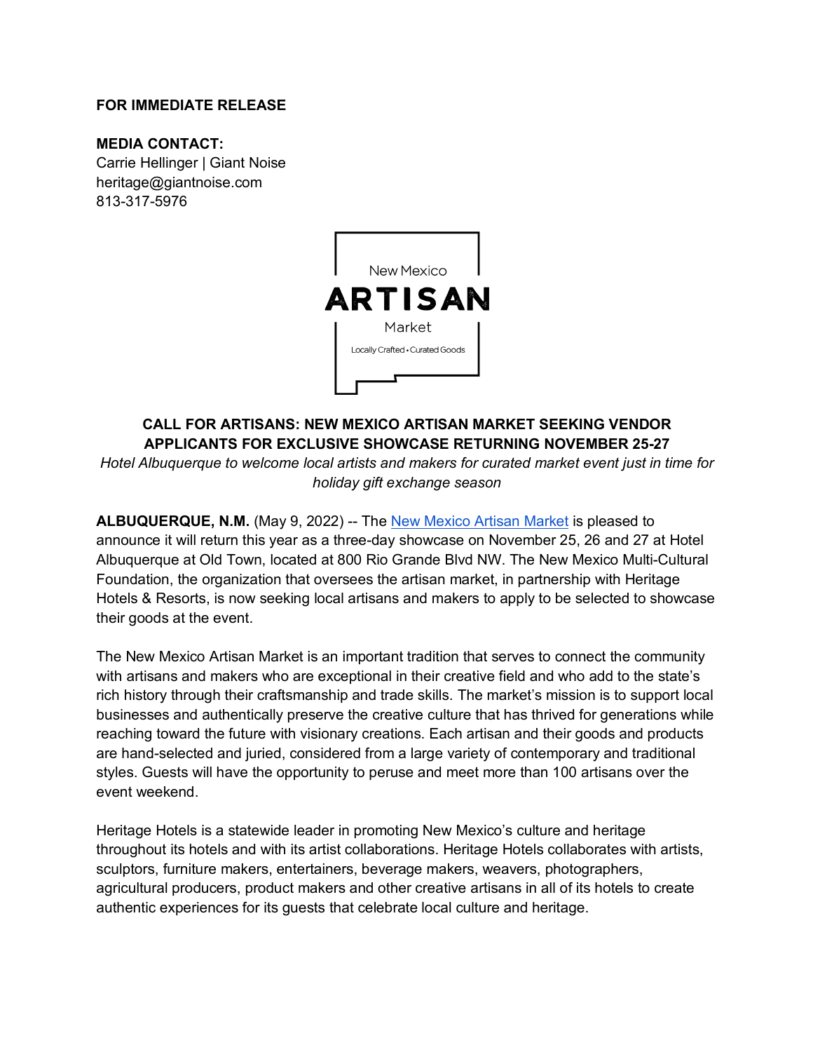**FOR IMMEDIATE RELEASE**

**MEDIA CONTACT:**
Carrie Hellinger | Giant Noise
heritage@giantnoise.com
813-317-5976

New Mexico
**ARTISAN**
Market
Locally Crafted • Curated Goods

## CALL FOR ARTISANS: NEW MEXICO ARTISAN MARKET SEEKING VENDOR APPLICANTS FOR EXCLUSIVE SHOWCASE RETURNING NOVEMBER 25-27

*Hotel Albuquerque to welcome local artists and makers for curated market event just in time for holiday gift exchange season*

**ALBUQUERQUE, N.M.** (May 9, 2022) -- The New Mexico Artisan Market is pleased to announce it will return this year as a three-day showcase on November 25, 26 and 27 at Hotel Albuquerque at Old Town, located at 800 Rio Grande Blvd NW. The New Mexico Multi-Cultural Foundation, the organization that oversees the artisan market, in partnership with Heritage Hotels & Resorts, is now seeking local artisans and makers to apply to be selected to showcase their goods at the event.

The New Mexico Artisan Market is an important tradition that serves to connect the community with artisans and makers who are exceptional in their creative field and who add to the state's rich history through their craftsmanship and trade skills. The market's mission is to support local businesses and authentically preserve the creative culture that has thrived for generations while reaching toward the future with visionary creations. Each artisan and their goods and products are hand-selected and juried, considered from a large variety of contemporary and traditional styles. Guests will have the opportunity to peruse and meet more than 100 artisans over the event weekend.

Heritage Hotels is a statewide leader in promoting New Mexico's culture and heritage throughout its hotels and with its artist collaborations. Heritage Hotels collaborates with artists, sculptors, furniture makers, entertainers, beverage makers, weavers, photographers, agricultural producers, product makers and other creative artisans in all of its hotels to create authentic experiences for its guests that celebrate local culture and heritage.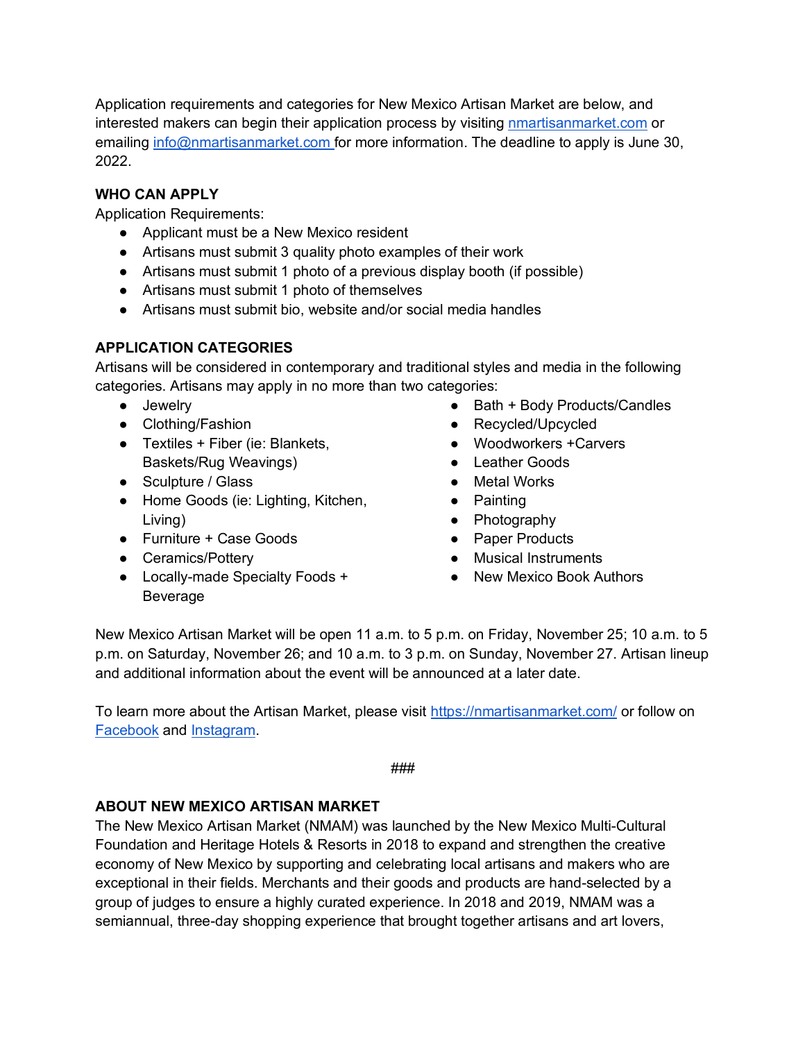Application requirements and categories for New Mexico Artisan Market are below, and interested makers can begin their application process by visiting [nmartisanmarket.com](nmartisanmarket.com) or emailing [info@nmartisanmarket.com](mailto:info@nmartisanmarket.com) for more information. The deadline to apply is June 30, 2022.

**WHO CAN APPLY**

Application Requirements:

- Applicant must be a New Mexico resident
- Artisans must submit 3 quality photo examples of their work
- Artisans must submit 1 photo of a previous display booth (if possible)
- Artisans must submit 1 photo of themselves
- Artisans must submit bio, website and/or social media handles

**APPLICATION CATEGORIES**

Artisans will be considered in contemporary and traditional styles and media in the following categories. Artisans may apply in no more than two categories:

- Jewelry
- Clothing/Fashion
- Textiles + Fiber (ie: Blankets, Baskets/Rug Weavings)
- Sculpture / Glass
- Home Goods (ie: Lighting, Kitchen, Living)
- Furniture + Case Goods
- Ceramics/Pottery
- Locally-made Specialty Foods + Beverage
- Bath + Body Products/Candles
- Recycled/Upcycled
- Woodworkers +Carvers
- Leather Goods
- Metal Works
- Painting
- Photography
- Paper Products
- Musical Instruments
- New Mexico Book Authors

New Mexico Artisan Market will be open 11 a.m. to 5 p.m. on Friday, November 25; 10 a.m. to 5 p.m. on Saturday, November 26; and 10 a.m. to 3 p.m. on Sunday, November 27. Artisan lineup and additional information about the event will be announced at a later date.

To learn more about the Artisan Market, please visit [https://nmartisanmarket.com/](https://nmartisanmarket.com/) or follow on Facebook and Instagram.

###

**ABOUT NEW MEXICO ARTISAN MARKET**

The New Mexico Artisan Market (NMAM) was launched by the New Mexico Multi-Cultural Foundation and Heritage Hotels & Resorts in 2018 to expand and strengthen the creative economy of New Mexico by supporting and celebrating local artisans and makers who are exceptional in their fields. Merchants and their goods and products are hand-selected by a group of judges to ensure a highly curated experience. In 2018 and 2019, NMAM was a semiannual, three-day shopping experience that brought together artisans and art lovers,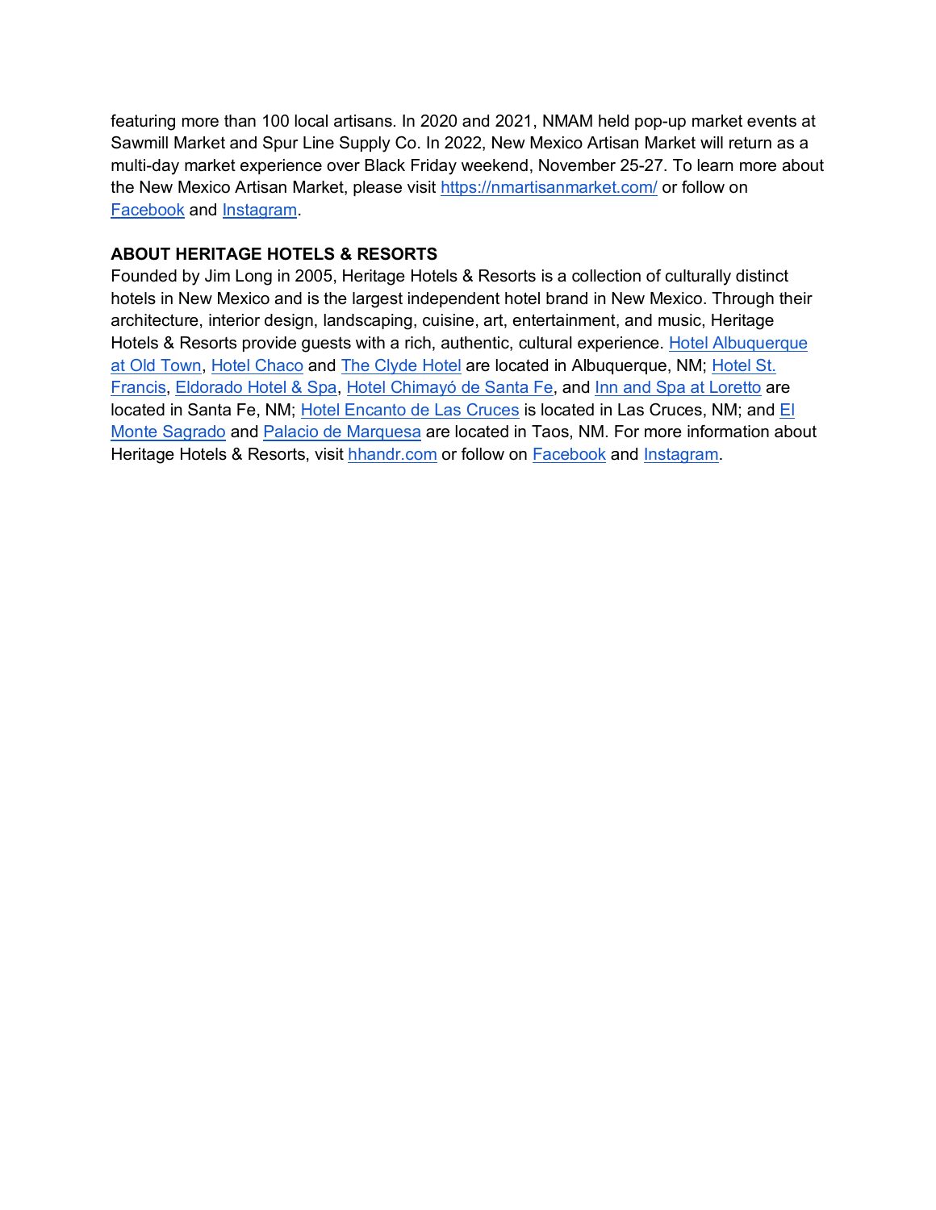featuring more than 100 local artisans. In 2020 and 2021, NMAM held pop-up market events at Sawmill Market and Spur Line Supply Co. In 2022, New Mexico Artisan Market will return as a multi-day market experience over Black Friday weekend, November 25-27. To learn more about the New Mexico Artisan Market, please visit https://nmartisanmarket.com/ or follow on Facebook and Instagram.

**ABOUT HERITAGE HOTELS & RESORTS**

Founded by Jim Long in 2005, Heritage Hotels & Resorts is a collection of culturally distinct hotels in New Mexico and is the largest independent hotel brand in New Mexico. Through their architecture, interior design, landscaping, cuisine, art, entertainment, and music, Heritage Hotels & Resorts provide guests with a rich, authentic, cultural experience. Hotel Albuquerque at Old Town, Hotel Chaco and The Clyde Hotel are located in Albuquerque, NM; Hotel St. Francis, Eldorado Hotel & Spa, Hotel Chimayó de Santa Fe, and Inn and Spa at Loretto are located in Santa Fe, NM; Hotel Encanto de Las Cruces is located in Las Cruces, NM; and El Monte Sagrado and Palacio de Marquesa are located in Taos, NM. For more information about Heritage Hotels & Resorts, visit hhandr.com or follow on Facebook and Instagram.